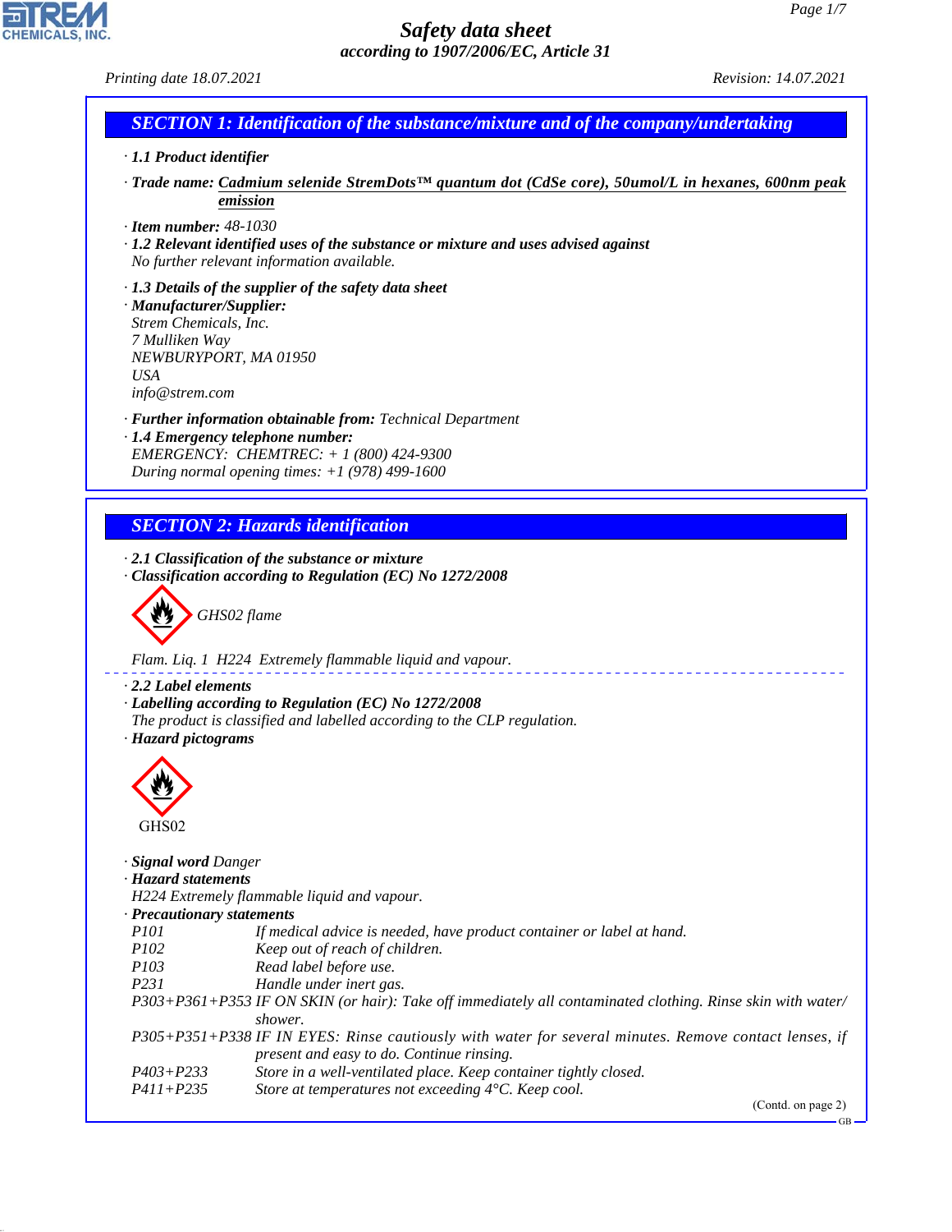# Safety data sheet
*according to 1907/2006/EC, Article 31*

*Printing date 18.07.2021* *Revision: 14.07.2021*

## SECTION 1: Identification of the substance/mixture and of the company/undertaking

· **1.1 Product identifier**

· **Trade name: Cadmium selenide StremDots™ quantum dot (CdSe core), 50umol/L in hexanes, 600nm peak emission**

· **Item number:** 48-1030

· **1.2 Relevant identified uses of the substance or mixture and uses advised against**
No further relevant information available.

· **1.3 Details of the supplier of the safety data sheet**

· **Manufacturer/Supplier:**
Strem Chemicals, Inc.
7 Mulliken Way
NEWBURYPORT, MA 01950
USA
info@strem.com

· **Further information obtainable from:** Technical Department

· **1.4 Emergency telephone number:**
EMERGENCY: CHEMTREC: + 1 (800) 424-9300
During normal opening times: +1 (978) 499-1600

## SECTION 2: Hazards identification

· **2.1 Classification of the substance or mixture**

· **Classification according to Regulation (EC) No 1272/2008**

GHS02 flame

Flam. Liq. 1 H224 Extremely flammable liquid and vapour.

· **2.2 Label elements**

· **Labelling according to Regulation (EC) No 1272/2008**
The product is classified and labelled according to the CLP regulation.

· **Hazard pictograms**

GHS02

· **Signal word** Danger

· **Hazard statements**
H224 Extremely flammable liquid and vapour.

· **Precautionary statements**

| | |
|---|---|
| P101 | If medical advice is needed, have product container or label at hand. |
| P102 | Keep out of reach of children. |
| P103 | Read label before use. |
| P231 | Handle under inert gas. |
| P303+P361+P353 | IF ON SKIN (or hair): Take off immediately all contaminated clothing. Rinse skin with water/shower. |
| P305+P351+P338 | IF IN EYES: Rinse cautiously with water for several minutes. Remove contact lenses, if present and easy to do. Continue rinsing. |
| P403+P233 | Store in a well-ventilated place. Keep container tightly closed. |
| P411+P235 | Store at temperatures not exceeding 4°C. Keep cool. |

(Contd. on page 2)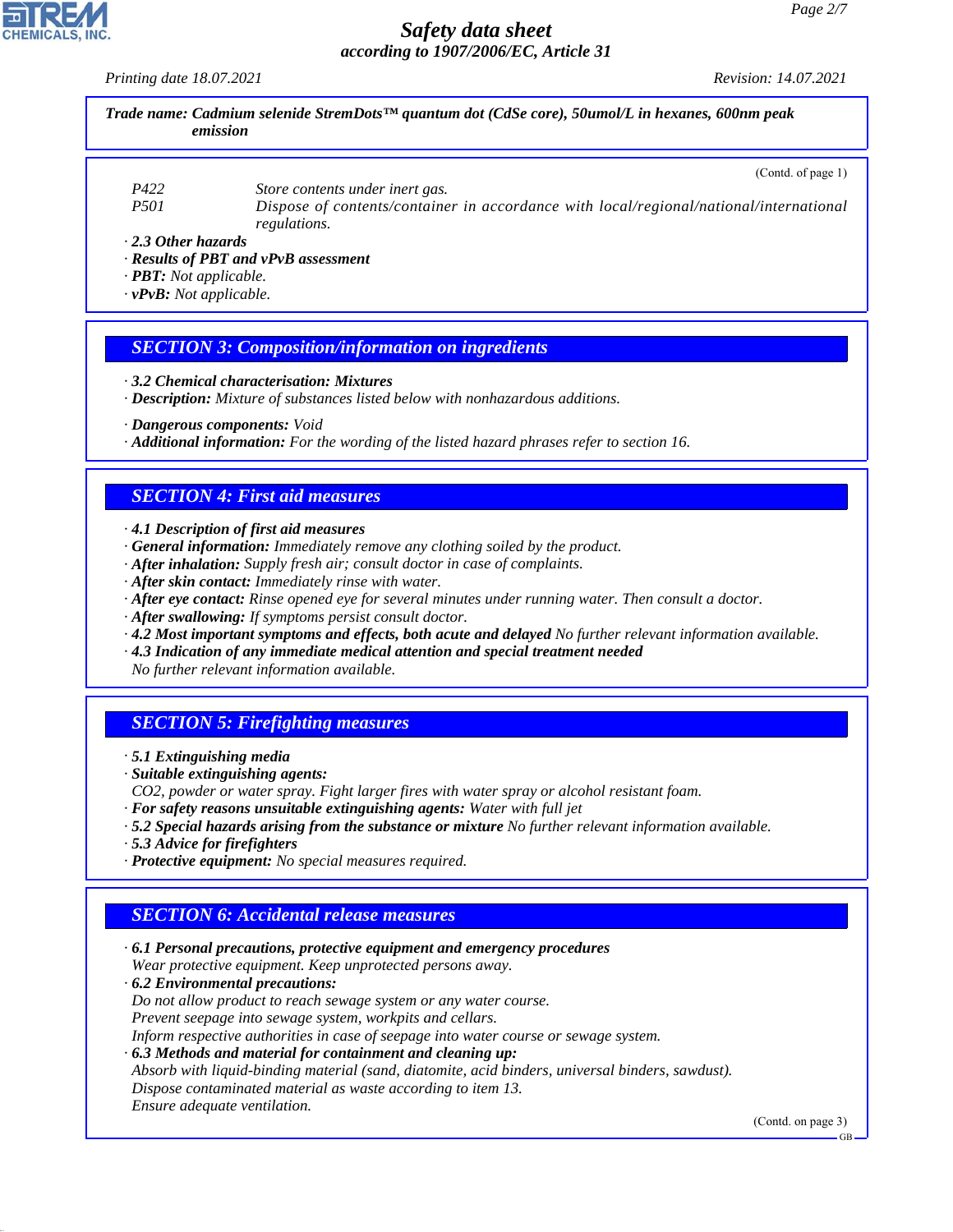**Trade name: Cadmium selenide StremDots™ quantum dot (CdSe core), 50umol/L in hexanes, 600nm peak emission**

(Contd. of page 1)

P422 Store contents under inert gas.

P501 Dispose of contents/container in accordance with local/regional/national/international regulations.

· **2.3 Other hazards**

· **Results of PBT and vPvB assessment**

· **PBT:** Not applicable.

· **vPvB:** Not applicable.

## SECTION 3: Composition/information on ingredients

· **3.2 Chemical characterisation: Mixtures**

· **Description:** Mixture of substances listed below with nonhazardous additions.

· **Dangerous components:** Void

· **Additional information:** For the wording of the listed hazard phrases refer to section 16.

## SECTION 4: First aid measures

· **4.1 Description of first aid measures**

· **General information:** Immediately remove any clothing soiled by the product.

· **After inhalation:** Supply fresh air; consult doctor in case of complaints.

· **After skin contact:** Immediately rinse with water.

· **After eye contact:** Rinse opened eye for several minutes under running water. Then consult a doctor.

· **After swallowing:** If symptoms persist consult doctor.

· **4.2 Most important symptoms and effects, both acute and delayed** No further relevant information available.

· **4.3 Indication of any immediate medical attention and special treatment needed**

No further relevant information available.

## SECTION 5: Firefighting measures

· **5.1 Extinguishing media**

· **Suitable extinguishing agents:**

$CO_2$, powder or water spray. Fight larger fires with water spray or alcohol resistant foam.

· **For safety reasons unsuitable extinguishing agents:** Water with full jet

· **5.2 Special hazards arising from the substance or mixture** No further relevant information available.

· **5.3 Advice for firefighters**

· **Protective equipment:** No special measures required.

## SECTION 6: Accidental release measures

· **6.1 Personal precautions, protective equipment and emergency procedures**

Wear protective equipment. Keep unprotected persons away.

· **6.2 Environmental precautions:**

Do not allow product to reach sewage system or any water course.

Prevent seepage into sewage system, workpits and cellars.

Inform respective authorities in case of seepage into water course or sewage system.

· **6.3 Methods and material for containment and cleaning up:**

Absorb with liquid-binding material (sand, diatomite, acid binders, universal binders, sawdust).

Dispose contaminated material as waste according to item 13.

Ensure adequate ventilation.

(Contd. on page 3)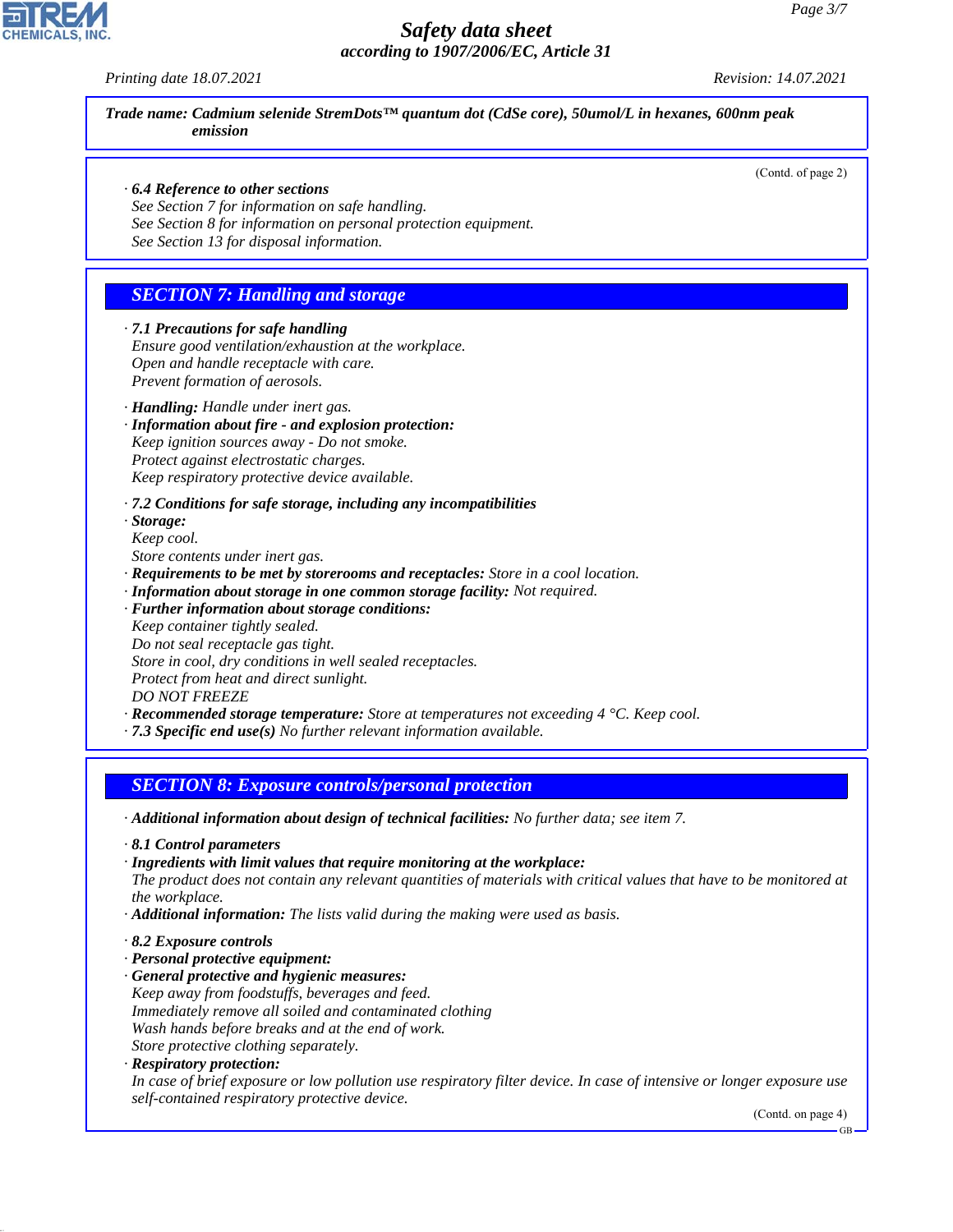**Trade name: Cadmium selenide StremDots™ quantum dot (CdSe core), 50umol/L in hexanes, 600nm peak emission**

(Contd. of page 2)

· **6.4 Reference to other sections**
See Section 7 for information on safe handling.
See Section 8 for information on personal protection equipment.
See Section 13 for disposal information.

## SECTION 7: Handling and storage

· **7.1 Precautions for safe handling**
Ensure good ventilation/exhaustion at the workplace.
Open and handle receptacle with care.
Prevent formation of aerosols.

· **Handling:** Handle under inert gas.
· **Information about fire - and explosion protection:**
Keep ignition sources away - Do not smoke.
Protect against electrostatic charges.
Keep respiratory protective device available.

· **7.2 Conditions for safe storage, including any incompatibilities**
· **Storage:**
Keep cool.
Store contents under inert gas.
· **Requirements to be met by storerooms and receptacles:** Store in a cool location.
· **Information about storage in one common storage facility:** Not required.
· **Further information about storage conditions:**
Keep container tightly sealed.
Do not seal receptacle gas tight.
Store in cool, dry conditions in well sealed receptacles.
Protect from heat and direct sunlight.
DO NOT FREEZE
· **Recommended storage temperature:** Store at temperatures not exceeding 4 °C. Keep cool.
· **7.3 Specific end use(s)** No further relevant information available.

## SECTION 8: Exposure controls/personal protection

· **Additional information about design of technical facilities:** No further data; see item 7.

· **8.1 Control parameters**
· **Ingredients with limit values that require monitoring at the workplace:**
The product does not contain any relevant quantities of materials with critical values that have to be monitored at the workplace.
· **Additional information:** The lists valid during the making were used as basis.

· **8.2 Exposure controls**
· **Personal protective equipment:**
· **General protective and hygienic measures:**
Keep away from foodstuffs, beverages and feed.
Immediately remove all soiled and contaminated clothing
Wash hands before breaks and at the end of work.
Store protective clothing separately.
· **Respiratory protection:**
In case of brief exposure or low pollution use respiratory filter device. In case of intensive or longer exposure use self-contained respiratory protective device.

(Contd. on page 4)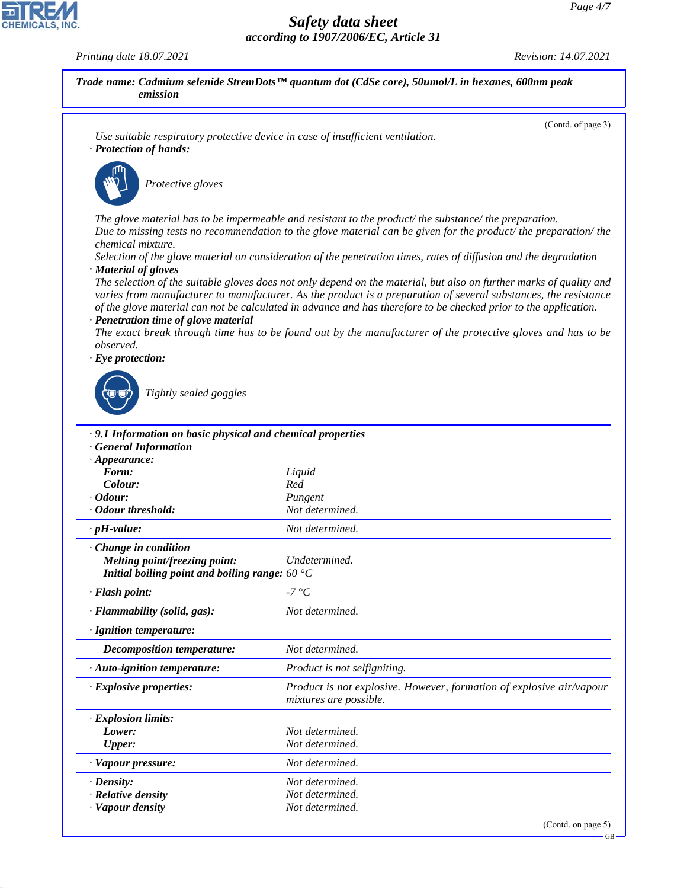**Trade name: Cadmium selenide StremDots™ quantum dot (CdSe core), 50umol/L in hexanes, 600nm peak emission**

(Contd. of page 3)

Use suitable respiratory protective device in case of insufficient ventilation.

· **Protection of hands:**

Protective gloves

The glove material has to be impermeable and resistant to the product/ the substance/ the preparation.
Due to missing tests no recommendation to the glove material can be given for the product/ the preparation/ the chemical mixture.
Selection of the glove material on consideration of the penetration times, rates of diffusion and the degradation

· **Material of gloves**

The selection of the suitable gloves does not only depend on the material, but also on further marks of quality and varies from manufacturer to manufacturer. As the product is a preparation of several substances, the resistance of the glove material can not be calculated in advance and has therefore to be checked prior to the application.

· **Penetration time of glove material**

The exact break through time has to be found out by the manufacturer of the protective gloves and has to be observed.

· **Eye protection:**

Tightly sealed goggles

· **9.1 Information on basic physical and chemical properties**

· **General Information**

| | |
|---|---|
| · **Appearance:** | |
| **Form:** | Liquid |
| **Colour:** | Red |
| · **Odour:** | Pungent |
| · **Odour threshold:** | Not determined. |
| · **pH-value:** | Not determined. |
| · **Change in condition** | |
| **Melting point/freezing point:** | Undetermined. |
| **Initial boiling point and boiling range:** | 60 °C |
| · **Flash point:** | -7 °C |
| · **Flammability (solid, gas):** | Not determined. |
| · **Ignition temperature:** | |
| **Decomposition temperature:** | Not determined. |
| · **Auto-ignition temperature:** | Product is not selfigniting. |
| · **Explosive properties:** | Product is not explosive. However, formation of explosive air/vapour mixtures are possible. |
| · **Explosion limits:** | |
| **Lower:** | Not determined. |
| **Upper:** | Not determined. |
| · **Vapour pressure:** | Not determined. |
| · **Density:** | Not determined. |
| · **Relative density** | Not determined. |
| · **Vapour density** | Not determined. |

(Contd. on page 5)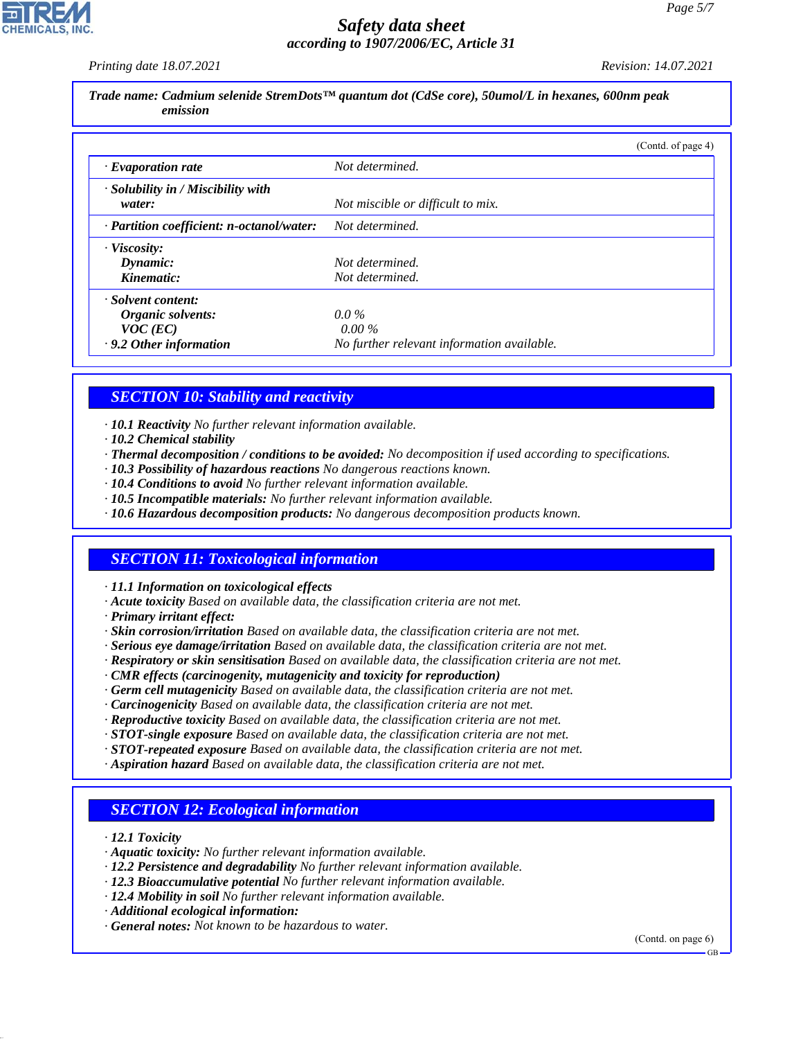**Trade name: Cadmium selenide StremDots™ quantum dot (CdSe core), 50umol/L in hexanes, 600nm peak emission**

(Contd. of page 4)

| | |
|---|---|
| · **Evaporation rate** | Not determined. |
| · **Solubility in / Miscibility with water:** | Not miscible or difficult to mix. |
| · **Partition coefficient: n-octanol/water:** | Not determined. |
| · **Viscosity:** | |
| **Dynamic:** | Not determined. |
| **Kinematic:** | Not determined. |
| · **Solvent content:** | |
| **Organic solvents:** | 0.0 % |
| **VOC (EC)** | 0.00 % |
| · **9.2 Other information** | No further relevant information available. |

## SECTION 10: Stability and reactivity

· **10.1 Reactivity** No further relevant information available.
· **10.2 Chemical stability**
· **Thermal decomposition / conditions to be avoided:** No decomposition if used according to specifications.
· **10.3 Possibility of hazardous reactions** No dangerous reactions known.
· **10.4 Conditions to avoid** No further relevant information available.
· **10.5 Incompatible materials:** No further relevant information available.
· **10.6 Hazardous decomposition products:** No dangerous decomposition products known.

## SECTION 11: Toxicological information

· **11.1 Information on toxicological effects**
· **Acute toxicity** Based on available data, the classification criteria are not met.
· **Primary irritant effect:**
· **Skin corrosion/irritation** Based on available data, the classification criteria are not met.
· **Serious eye damage/irritation** Based on available data, the classification criteria are not met.
· **Respiratory or skin sensitisation** Based on available data, the classification criteria are not met.
· **CMR effects (carcinogenity, mutagenicity and toxicity for reproduction)**
· **Germ cell mutagenicity** Based on available data, the classification criteria are not met.
· **Carcinogenicity** Based on available data, the classification criteria are not met.
· **Reproductive toxicity** Based on available data, the classification criteria are not met.
· **STOT-single exposure** Based on available data, the classification criteria are not met.
· **STOT-repeated exposure** Based on available data, the classification criteria are not met.
· **Aspiration hazard** Based on available data, the classification criteria are not met.

## SECTION 12: Ecological information

· **12.1 Toxicity**
· **Aquatic toxicity:** No further relevant information available.
· **12.2 Persistence and degradability** No further relevant information available.
· **12.3 Bioaccumulative potential** No further relevant information available.
· **12.4 Mobility in soil** No further relevant information available.
· **Additional ecological information:**
· **General notes:** Not known to be hazardous to water.

(Contd. on page 6)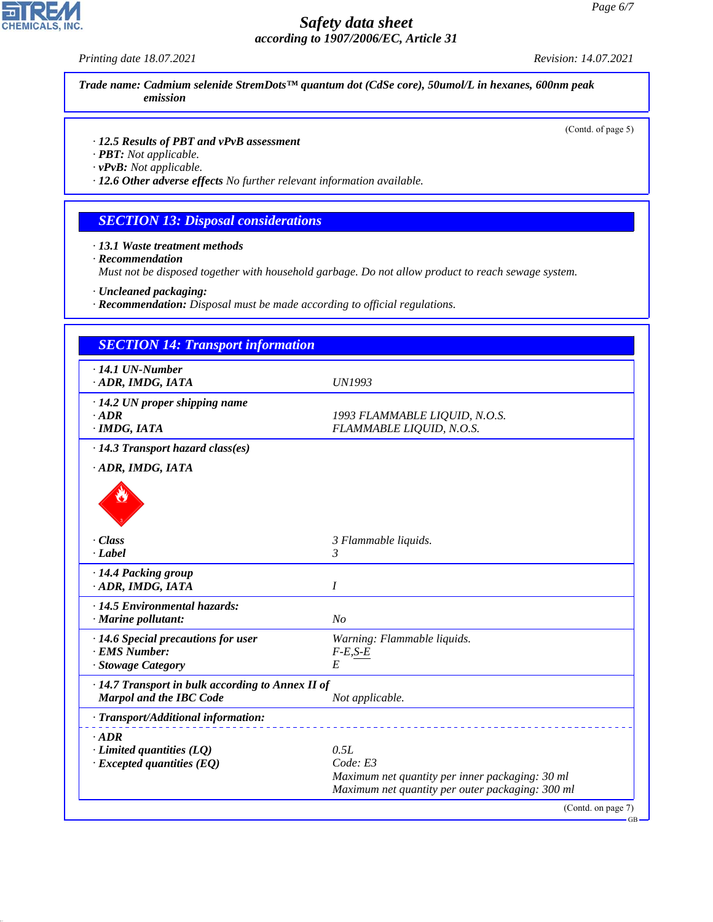Trade name: Cadmium selenide StremDots™ quantum dot (CdSe core), 50umol/L in hexanes, 600nm peak emission

(Contd. of page 5)

- **12.5 Results of PBT and vPvB assessment**
- **PBT:** Not applicable.
- **vPvB:** Not applicable.
- **12.6 Other adverse effects** No further relevant information available.

## SECTION 13: Disposal considerations

- **13.1 Waste treatment methods**
- **Recommendation**
  Must not be disposed together with household garbage. Do not allow product to reach sewage system.
- **Uncleaned packaging:**
- **Recommendation:** Disposal must be made according to official regulations.

## SECTION 14: Transport information

| | |
|---|---|
| **14.1 UN-Number** | |
| **ADR, IMDG, IATA** | UN1993 |
| **14.2 UN proper shipping name** | |
| **ADR** | 1993 FLAMMABLE LIQUID, N.O.S. |
| **IMDG, IATA** | FLAMMABLE LIQUID, N.O.S. |
| **14.3 Transport hazard class(es)** | |
| **ADR, IMDG, IATA** | |
| **Class** | 3 Flammable liquids. |
| **Label** | 3 |
| **14.4 Packing group** | |
| **ADR, IMDG, IATA** | I |
| **14.5 Environmental hazards:** | |
| **Marine pollutant:** | No |
| **14.6 Special precautions for user** | Warning: Flammable liquids. |
| **EMS Number:** | F-E,S-E |
| **Stowage Category** | E |
| **14.7 Transport in bulk according to Annex II of Marpol and the IBC Code** | Not applicable. |
| **Transport/Additional information:** | |
| **ADR** | |
| **Limited quantities (LQ)** | 0.5L |
| **Excepted quantities (EQ)** | Code: E3<br>Maximum net quantity per inner packaging: 30 ml<br>Maximum net quantity per outer packaging: 300 ml |

(Contd. on page 7)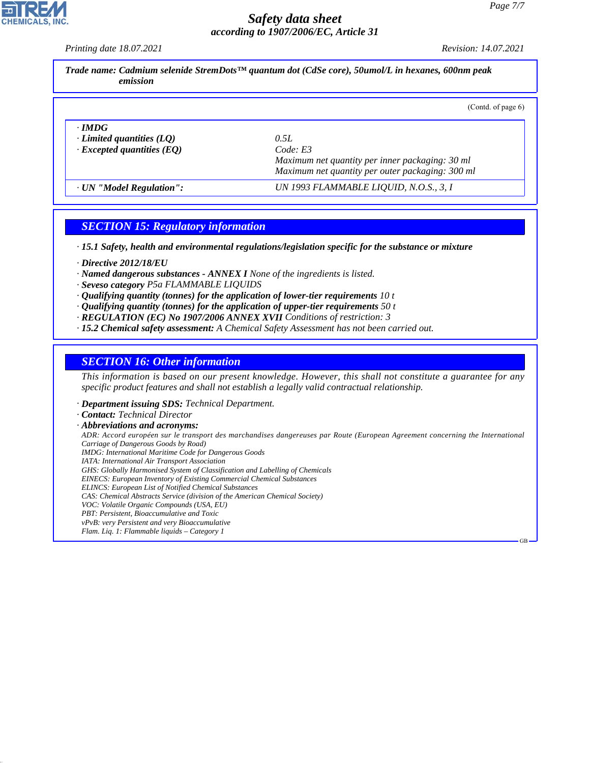**Trade name: Cadmium selenide StremDots™ quantum dot (CdSe core), 50umol/L in hexanes, 600nm peak emission**

(Contd. of page 6)

| | |
|---|---|
| · **IMDG** | |
| · **Limited quantities (LQ)** | 0.5L |
| · **Excepted quantities (EQ)** | Code: E3<br>Maximum net quantity per inner packaging: 30 ml<br>Maximum net quantity per outer packaging: 300 ml |
| · **UN "Model Regulation":** | UN 1993 FLAMMABLE LIQUID, N.O.S., 3, I |

## SECTION 15: Regulatory information

· **15.1 Safety, health and environmental regulations/legislation specific for the substance or mixture**

· **Directive 2012/18/EU**
· **Named dangerous substances - ANNEX I** None of the ingredients is listed.
· **Seveso category** P5a FLAMMABLE LIQUIDS
· **Qualifying quantity (tonnes) for the application of lower-tier requirements** 10 t
· **Qualifying quantity (tonnes) for the application of upper-tier requirements** 50 t
· **REGULATION (EC) No 1907/2006 ANNEX XVII** Conditions of restriction: 3
· **15.2 Chemical safety assessment:** A Chemical Safety Assessment has not been carried out.

## SECTION 16: Other information

This information is based on our present knowledge. However, this shall not constitute a guarantee for any specific product features and shall not establish a legally valid contractual relationship.

· **Department issuing SDS:** Technical Department.
· **Contact:** Technical Director
· **Abbreviations and acronyms:**
ADR: Accord européen sur le transport des marchandises dangereuses par Route (European Agreement concerning the International Carriage of Dangerous Goods by Road)
IMDG: International Maritime Code for Dangerous Goods
IATA: International Air Transport Association
GHS: Globally Harmonised System of Classification and Labelling of Chemicals
EINECS: European Inventory of Existing Commercial Chemical Substances
ELINCS: European List of Notified Chemical Substances
CAS: Chemical Abstracts Service (division of the American Chemical Society)
VOC: Volatile Organic Compounds (USA, EU)
PBT: Persistent, Bioaccumulative and Toxic
vPvB: very Persistent and very Bioaccumulative
Flam. Liq. 1: Flammable liquids – Category 1